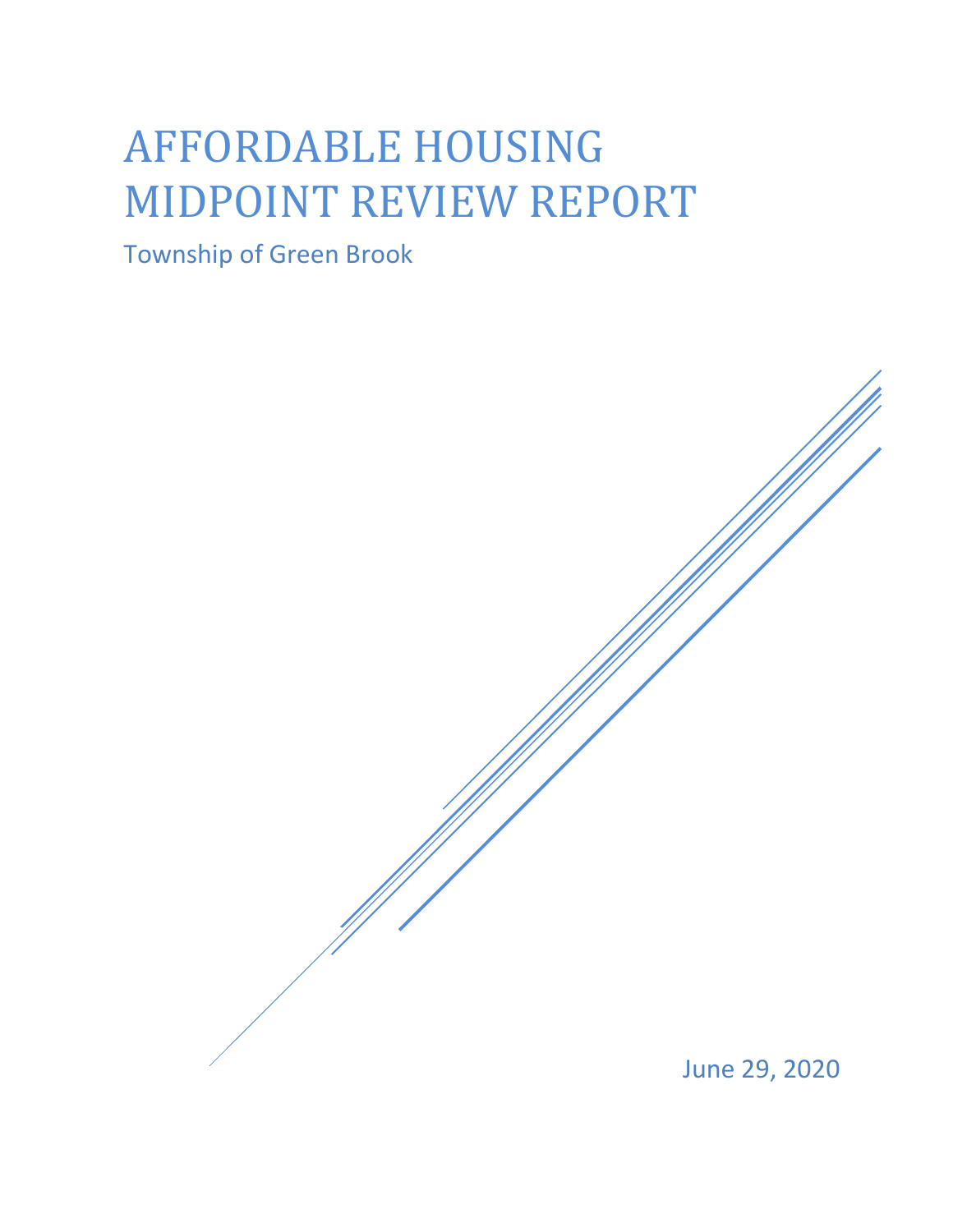# AFFORDABLE HOUSING MIDPOINT REVIEW REPORT

Township of Green Brook

June 29, 2020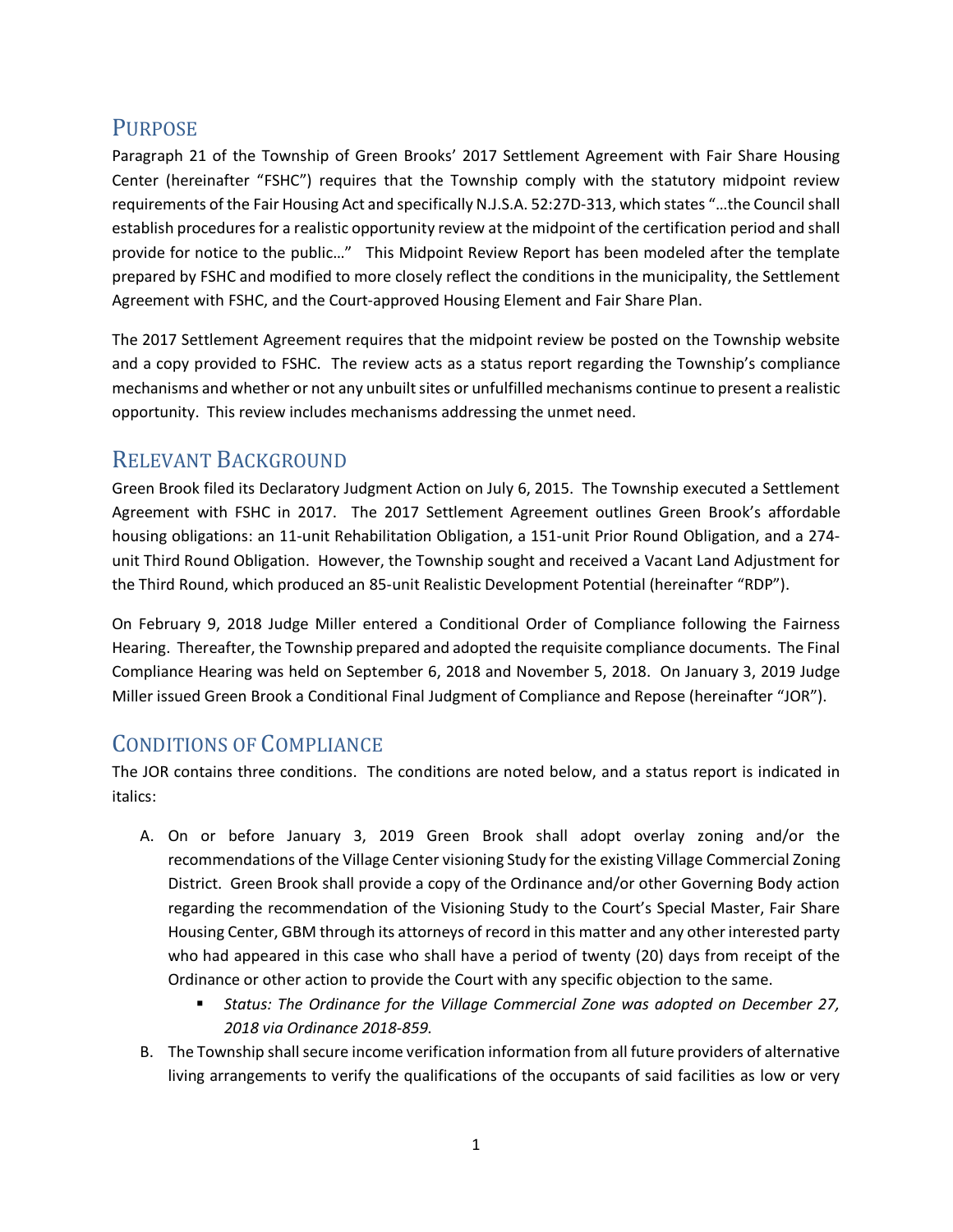## PURPOSE

Paragraph 21 of the Township of Green Brooks' 2017 Settlement Agreement with Fair Share Housing Center (hereinafter "FSHC") requires that the Township comply with the statutory midpoint review requirements of the Fair Housing Act and specifically N.J.S.A. 52:27D-313, which states "…the Council shall establish procedures for a realistic opportunity review at the midpoint of the certification period and shall provide for notice to the public…" This Midpoint Review Report has been modeled after the template prepared by FSHC and modified to more closely reflect the conditions in the municipality, the Settlement Agreement with FSHC, and the Court-approved Housing Element and Fair Share Plan.

The 2017 Settlement Agreement requires that the midpoint review be posted on the Township website and a copy provided to FSHC. The review acts as a status report regarding the Township's compliance mechanisms and whether or not any unbuilt sites or unfulfilled mechanisms continue to present a realistic opportunity. This review includes mechanisms addressing the unmet need.

## RELEVANT BACKGROUND

Green Brook filed its Declaratory Judgment Action on July 6, 2015. The Township executed a Settlement Agreement with FSHC in 2017. The 2017 Settlement Agreement outlines Green Brook's affordable housing obligations: an 11-unit Rehabilitation Obligation, a 151-unit Prior Round Obligation, and a 274-unit Third Round Obligation. However, the Township sought and received a Vacant Land Adjustment for the Third Round, which produced an 85-unit Realistic Development Potential (hereinafter "RDP").

On February 9, 2018 Judge Miller entered a Conditional Order of Compliance following the Fairness Hearing. Thereafter, the Township prepared and adopted the requisite compliance documents. The Final Compliance Hearing was held on September 6, 2018 and November 5, 2018. On January 3, 2019 Judge Miller issued Green Brook a Conditional Final Judgment of Compliance and Repose (hereinafter "JOR").

## CONDITIONS OF COMPLIANCE

The JOR contains three conditions. The conditions are noted below, and a status report is indicated in italics:

A. On or before January 3, 2019 Green Brook shall adopt overlay zoning and/or the recommendations of the Village Center visioning Study for the existing Village Commercial Zoning District. Green Brook shall provide a copy of the Ordinance and/or other Governing Body action regarding the recommendation of the Visioning Study to the Court's Special Master, Fair Share Housing Center, GBM through its attorneys of record in this matter and any other interested party who had appeared in this case who shall have a period of twenty (20) days from receipt of the Ordinance or other action to provide the Court with any specific objection to the same.
   - *Status: The Ordinance for the Village Commercial Zone was adopted on December 27, 2018 via Ordinance 2018-859.*

B. The Township shall secure income verification information from all future providers of alternative living arrangements to verify the qualifications of the occupants of said facilities as low or very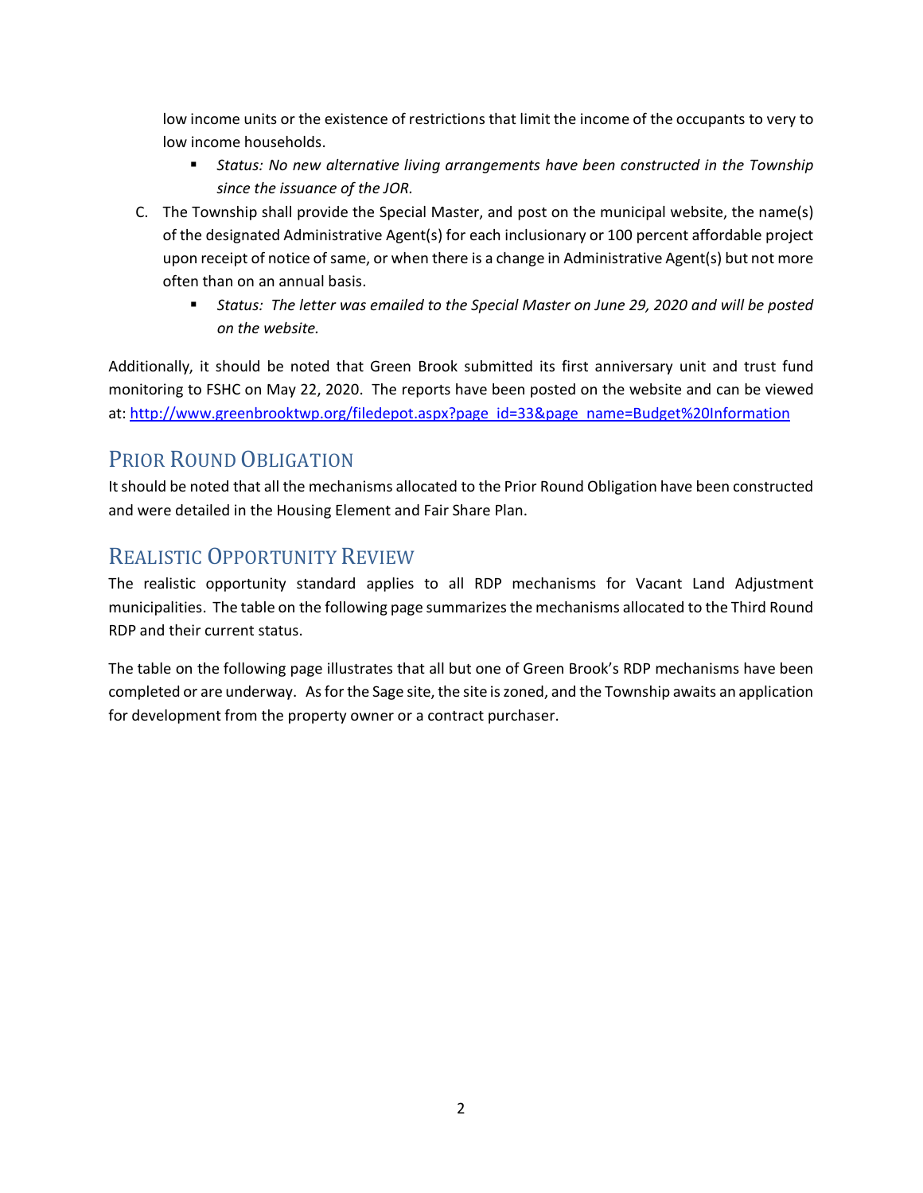low income units or the existence of restrictions that limit the income of the occupants to very to low income households.

   - *Status: No new alternative living arrangements have been constructed in the Township since the issuance of the JOR.*

C. The Township shall provide the Special Master, and post on the municipal website, the name(s) of the designated Administrative Agent(s) for each inclusionary or 100 percent affordable project upon receipt of notice of same, or when there is a change in Administrative Agent(s) but not more often than on an annual basis.

   - *Status: The letter was emailed to the Special Master on June 29, 2020 and will be posted on the website.*

Additionally, it should be noted that Green Brook submitted its first anniversary unit and trust fund monitoring to FSHC on May 22, 2020. The reports have been posted on the website and can be viewed at: http://www.greenbrooktwp.org/filedepot.aspx?page_id=33&page_name=Budget%20Information

## Prior Round Obligation

It should be noted that all the mechanisms allocated to the Prior Round Obligation have been constructed and were detailed in the Housing Element and Fair Share Plan.

## Realistic Opportunity Review

The realistic opportunity standard applies to all RDP mechanisms for Vacant Land Adjustment municipalities. The table on the following page summarizes the mechanisms allocated to the Third Round RDP and their current status.

The table on the following page illustrates that all but one of Green Brook's RDP mechanisms have been completed or are underway. As for the Sage site, the site is zoned, and the Township awaits an application for development from the property owner or a contract purchaser.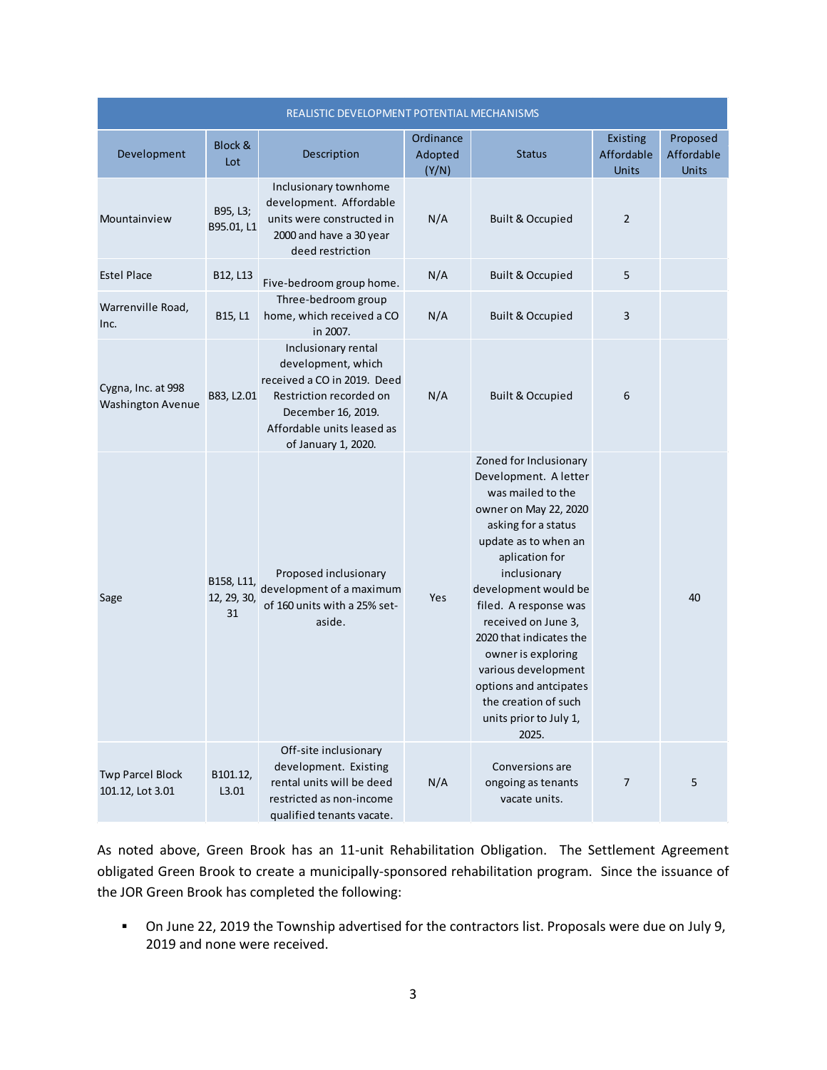| REALISTIC DEVELOPMENT POTENTIAL MECHANISMS | | | | | | |
|---|---|---|---|---|---|---|
| Development | Block & Lot | Description | Ordinance Adopted (Y/N) | Status | Existing Affordable Units | Proposed Affordable Units |
| Mountainview | B95, L3; B95.01, L1 | Inclusionary townhome development. Affordable units were constructed in 2000 and have a 30 year deed restriction | N/A | Built & Occupied | 2 | |
| Estel Place | B12, L13 | Five-bedroom group home. | N/A | Built & Occupied | 5 | |
| Warrenville Road, Inc. | B15, L1 | Three-bedroom group home, which received a CO in 2007. | N/A | Built & Occupied | 3 | |
| Cygna, Inc. at 998 Washington Avenue | B83, L2.01 | Inclusionary rental development, which received a CO in 2019. Deed Restriction recorded on December 16, 2019. Affordable units leased as of January 1, 2020. | N/A | Built & Occupied | 6 | |
| Sage | B158, L11, 12, 29, 30, 31 | Proposed inclusionary development of a maximum of 160 units with a 25% set-aside. | Yes | Zoned for Inclusionary Development. A letter was mailed to the owner on May 22, 2020 asking for a status update as to when an aplication for inclusionary development would be filed. A response was received on June 3, 2020 that indicates the owner is exploring various development options and antcipates the creation of such units prior to July 1, 2025. | | 40 |
| Twp Parcel Block 101.12, Lot 3.01 | B101.12, L3.01 | Off-site inclusionary development. Existing rental units will be deed restricted as non-income qualified tenants vacate. | N/A | Conversions are ongoing as tenants vacate units. | 7 | 5 |

As noted above, Green Brook has an 11-unit Rehabilitation Obligation. The Settlement Agreement obligated Green Brook to create a municipally-sponsored rehabilitation program. Since the issuance of the JOR Green Brook has completed the following:

- On June 22, 2019 the Township advertised for the contractors list. Proposals were due on July 9, 2019 and none were received.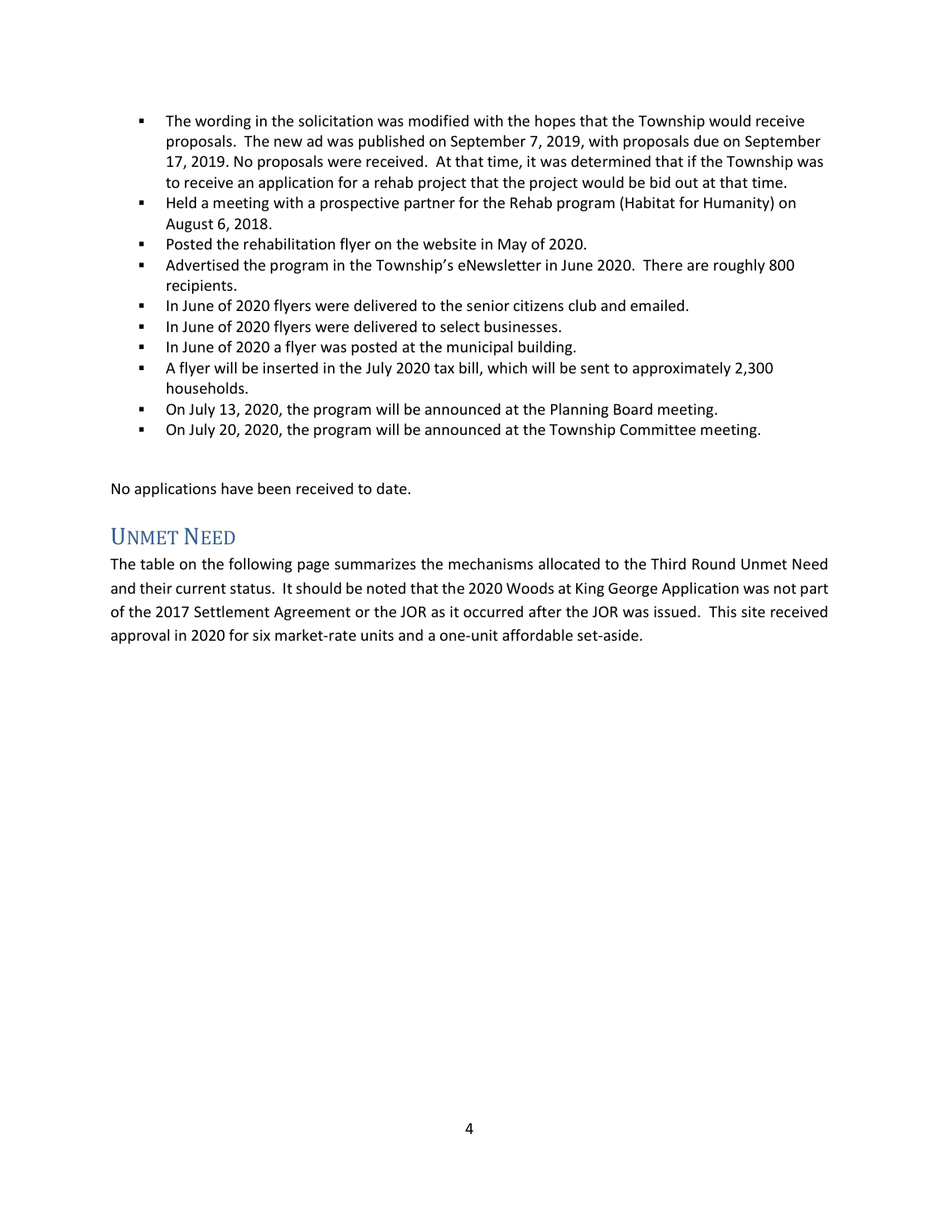- The wording in the solicitation was modified with the hopes that the Township would receive proposals. The new ad was published on September 7, 2019, with proposals due on September 17, 2019. No proposals were received. At that time, it was determined that if the Township was to receive an application for a rehab project that the project would be bid out at that time.
- Held a meeting with a prospective partner for the Rehab program (Habitat for Humanity) on August 6, 2018.
- Posted the rehabilitation flyer on the website in May of 2020.
- Advertised the program in the Township's eNewsletter in June 2020. There are roughly 800 recipients.
- In June of 2020 flyers were delivered to the senior citizens club and emailed.
- In June of 2020 flyers were delivered to select businesses.
- In June of 2020 a flyer was posted at the municipal building.
- A flyer will be inserted in the July 2020 tax bill, which will be sent to approximately 2,300 households.
- On July 13, 2020, the program will be announced at the Planning Board meeting.
- On July 20, 2020, the program will be announced at the Township Committee meeting.

No applications have been received to date.

## Unmet Need

The table on the following page summarizes the mechanisms allocated to the Third Round Unmet Need and their current status. It should be noted that the 2020 Woods at King George Application was not part of the 2017 Settlement Agreement or the JOR as it occurred after the JOR was issued. This site received approval in 2020 for six market-rate units and a one-unit affordable set-aside.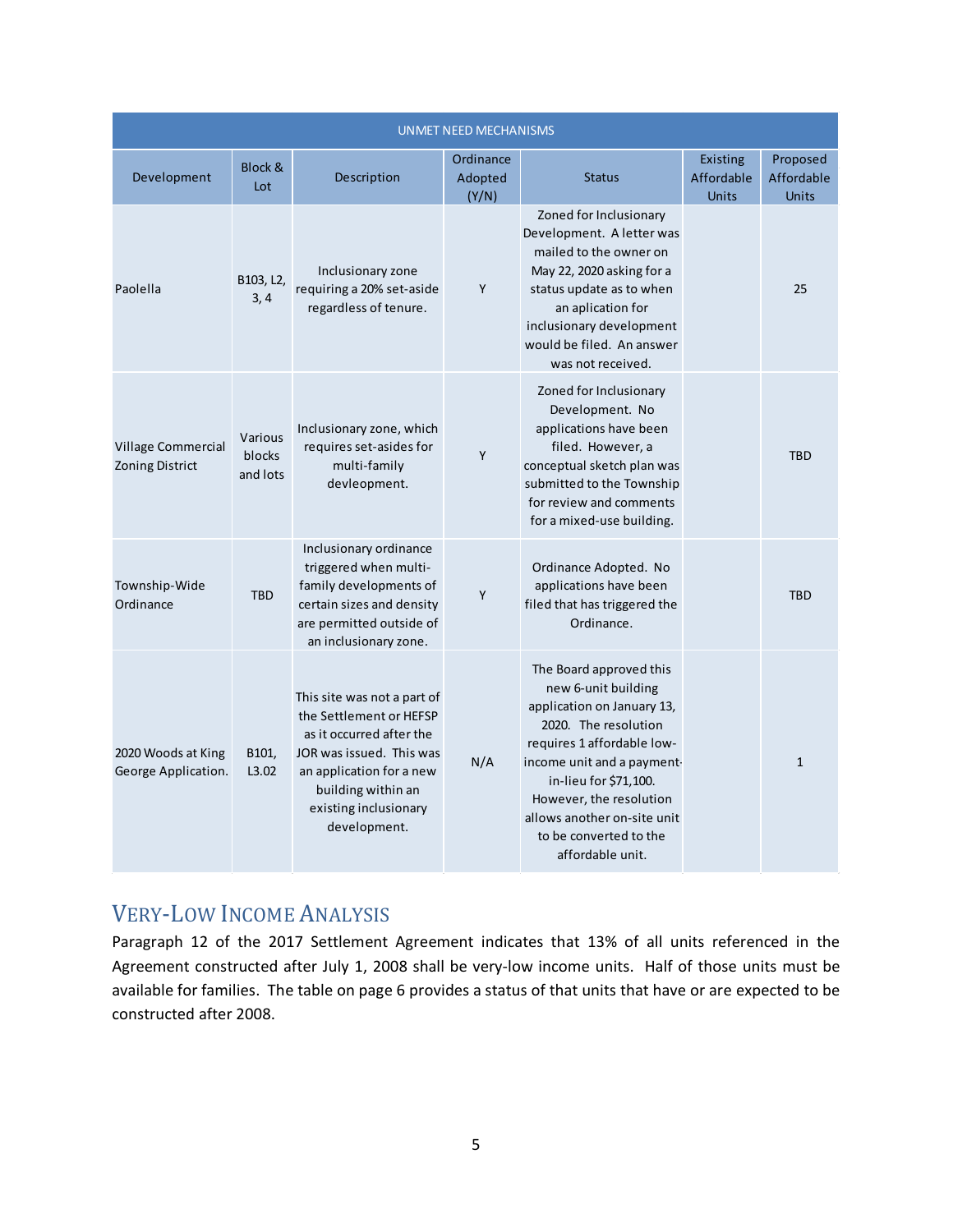| UNMET NEED MECHANISMS | | | | | | |
|---|---|---|---|---|---|---|
| Development | Block & Lot | Description | Ordinance Adopted (Y/N) | Status | Existing Affordable Units | Proposed Affordable Units |
| Paolella | B103, L2, 3, 4 | Inclusionary zone requiring a 20% set-aside regardless of tenure. | Y | Zoned for Inclusionary Development. A letter was mailed to the owner on May 22, 2020 asking for a status update as to when an aplication for inclusionary development would be filed. An answer was not received. | | 25 |
| Village Commercial Zoning District | Various blocks and lots | Inclusionary zone, which requires set-asides for multi-family devleopment. | Y | Zoned for Inclusionary Development. No applications have been filed. However, a conceptual sketch plan was submitted to the Township for review and comments for a mixed-use building. | | TBD |
| Township-Wide Ordinance | TBD | Inclusionary ordinance triggered when multi-family developments of certain sizes and density are permitted outside of an inclusionary zone. | Y | Ordinance Adopted. No applications have been filed that has triggered the Ordinance. | | TBD |
| 2020 Woods at King George Application. | B101, L3.02 | This site was not a part of the Settlement or HEFSP as it occurred after the JOR was issued. This was an application for a new building within an existing inclusionary development. | N/A | The Board approved this new 6-unit building application on January 13, 2020. The resolution requires 1 affordable low-income unit and a payment-in-lieu for $71,100. However, the resolution allows another on-site unit to be converted to the affordable unit. | | 1 |

## Very-Low Income Analysis

Paragraph 12 of the 2017 Settlement Agreement indicates that 13% of all units referenced in the Agreement constructed after July 1, 2008 shall be very-low income units. Half of those units must be available for families. The table on page 6 provides a status of that units that have or are expected to be constructed after 2008.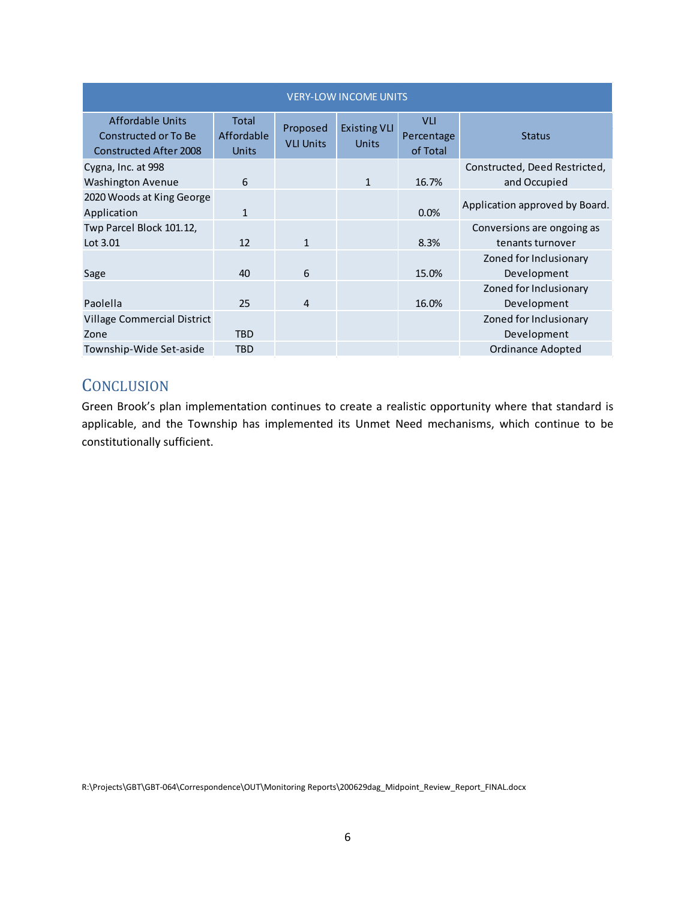| VERY-LOW INCOME UNITS | | | | | |
|---|---|---|---|---|---|
| Affordable Units Constructed or To Be Constructed After 2008 | Total Affordable Units | Proposed VLI Units | Existing VLI Units | VLI Percentage of Total | Status |
| Cygna, Inc. at 998 Washington Avenue | 6 | | 1 | 16.7% | Constructed, Deed Restricted, and Occupied |
| 2020 Woods at King George Application | 1 | | | 0.0% | Application approved by Board. |
| Twp Parcel Block 101.12, Lot 3.01 | 12 | 1 | | 8.3% | Conversions are ongoing as tenants turnover |
| Sage | 40 | 6 | | 15.0% | Zoned for Inclusionary Development |
| Paolella | 25 | 4 | | 16.0% | Zoned for Inclusionary Development |
| Village Commercial District Zone | TBD | | | | Zoned for Inclusionary Development |
| Township-Wide Set-aside | TBD | | | | Ordinance Adopted |

## CONCLUSION

Green Brook's plan implementation continues to create a realistic opportunity where that standard is applicable, and the Township has implemented its Unmet Need mechanisms, which continue to be constitutionally sufficient.

R:\Projects\GBT\GBT-064\Correspondence\OUT\Monitoring Reports\200629dag_Midpoint_Review_Report_FINAL.docx